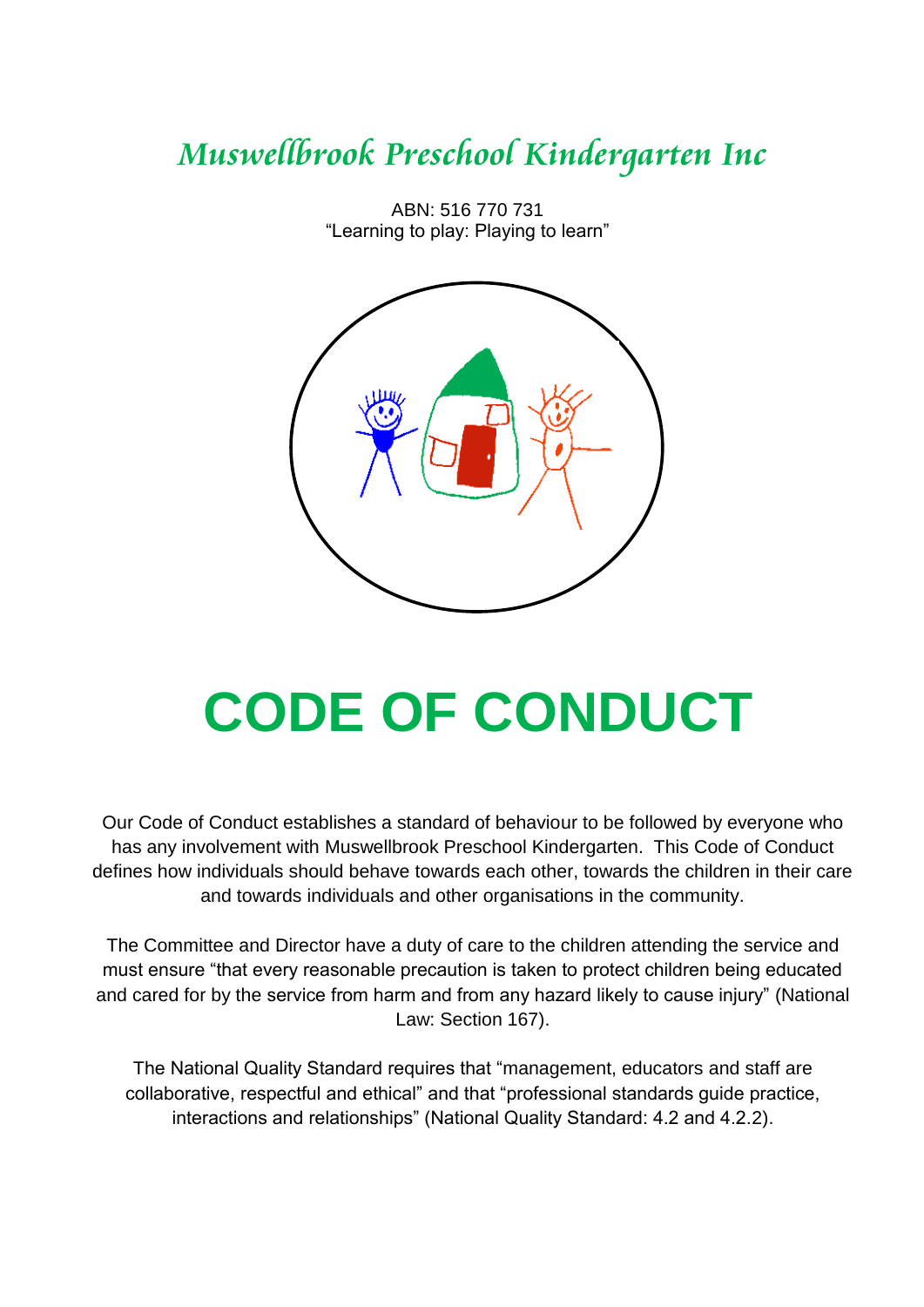# *Muswellbrook Preschool Kindergarten Inc*

ABN: 516 770 731
“Learning to play: Playing to learn”

# CODE OF CONDUCT

Our Code of Conduct establishes a standard of behaviour to be followed by everyone who has any involvement with Muswellbrook Preschool Kindergarten. This Code of Conduct defines how individuals should behave towards each other, towards the children in their care and towards individuals and other organisations in the community.

The Committee and Director have a duty of care to the children attending the service and must ensure “that every reasonable precaution is taken to protect children being educated and cared for by the service from harm and from any hazard likely to cause injury” (National Law: Section 167).

The National Quality Standard requires that “management, educators and staff are collaborative, respectful and ethical” and that “professional standards guide practice, interactions and relationships” (National Quality Standard: 4.2 and 4.2.2).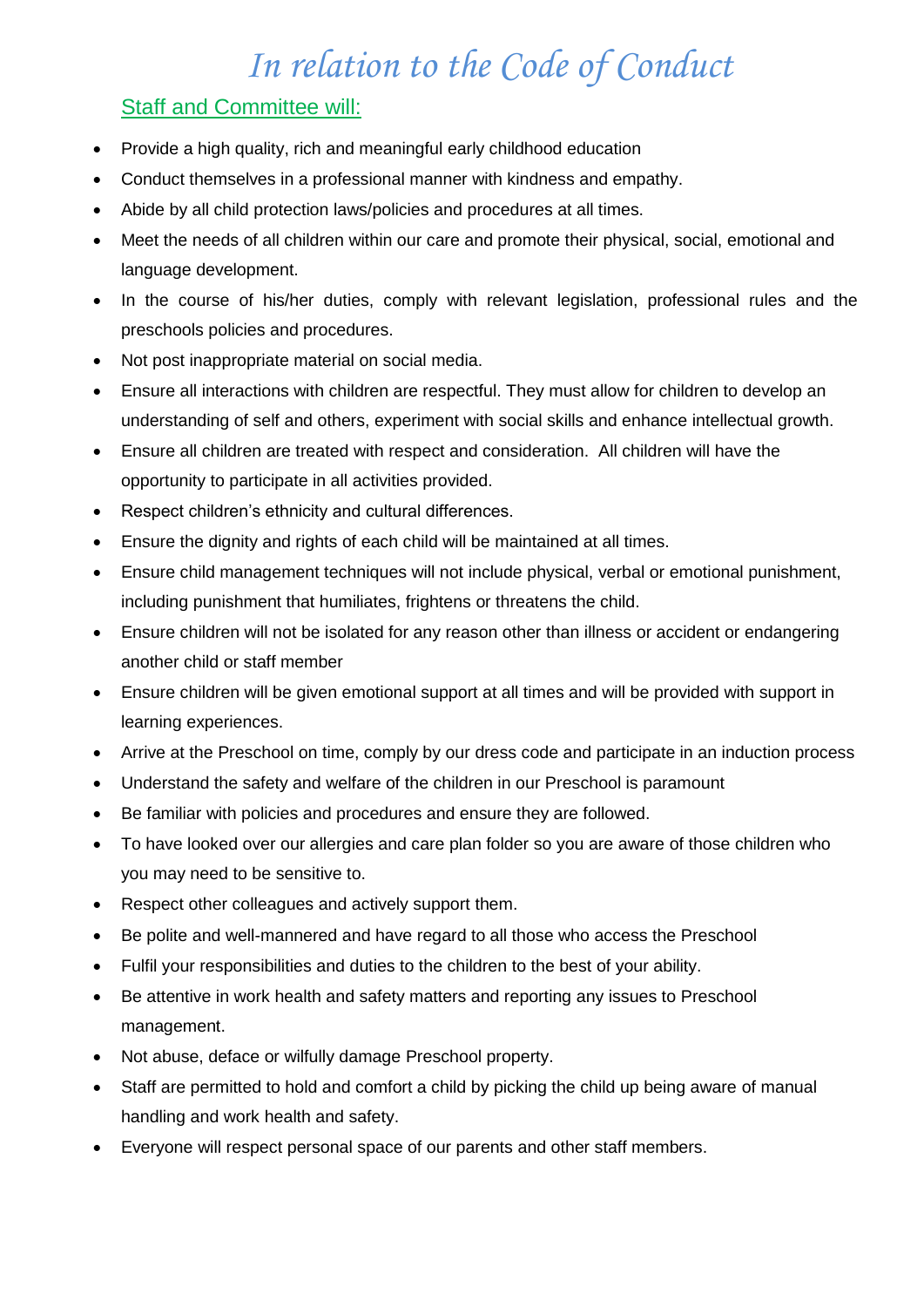# *In relation to the Code of Conduct*

## Staff and Committee will:

- Provide a high quality, rich and meaningful early childhood education
- Conduct themselves in a professional manner with kindness and empathy.
- Abide by all child protection laws/policies and procedures at all times.
- Meet the needs of all children within our care and promote their physical, social, emotional and language development.
- In the course of his/her duties, comply with relevant legislation, professional rules and the preschools policies and procedures.
- Not post inappropriate material on social media.
- Ensure all interactions with children are respectful. They must allow for children to develop an understanding of self and others, experiment with social skills and enhance intellectual growth.
- Ensure all children are treated with respect and consideration. All children will have the opportunity to participate in all activities provided.
- Respect children's ethnicity and cultural differences.
- Ensure the dignity and rights of each child will be maintained at all times.
- Ensure child management techniques will not include physical, verbal or emotional punishment, including punishment that humiliates, frightens or threatens the child.
- Ensure children will not be isolated for any reason other than illness or accident or endangering another child or staff member
- Ensure children will be given emotional support at all times and will be provided with support in learning experiences.
- Arrive at the Preschool on time, comply by our dress code and participate in an induction process
- Understand the safety and welfare of the children in our Preschool is paramount
- Be familiar with policies and procedures and ensure they are followed.
- To have looked over our allergies and care plan folder so you are aware of those children who you may need to be sensitive to.
- Respect other colleagues and actively support them.
- Be polite and well-mannered and have regard to all those who access the Preschool
- Fulfil your responsibilities and duties to the children to the best of your ability.
- Be attentive in work health and safety matters and reporting any issues to Preschool management.
- Not abuse, deface or wilfully damage Preschool property.
- Staff are permitted to hold and comfort a child by picking the child up being aware of manual handling and work health and safety.
- Everyone will respect personal space of our parents and other staff members.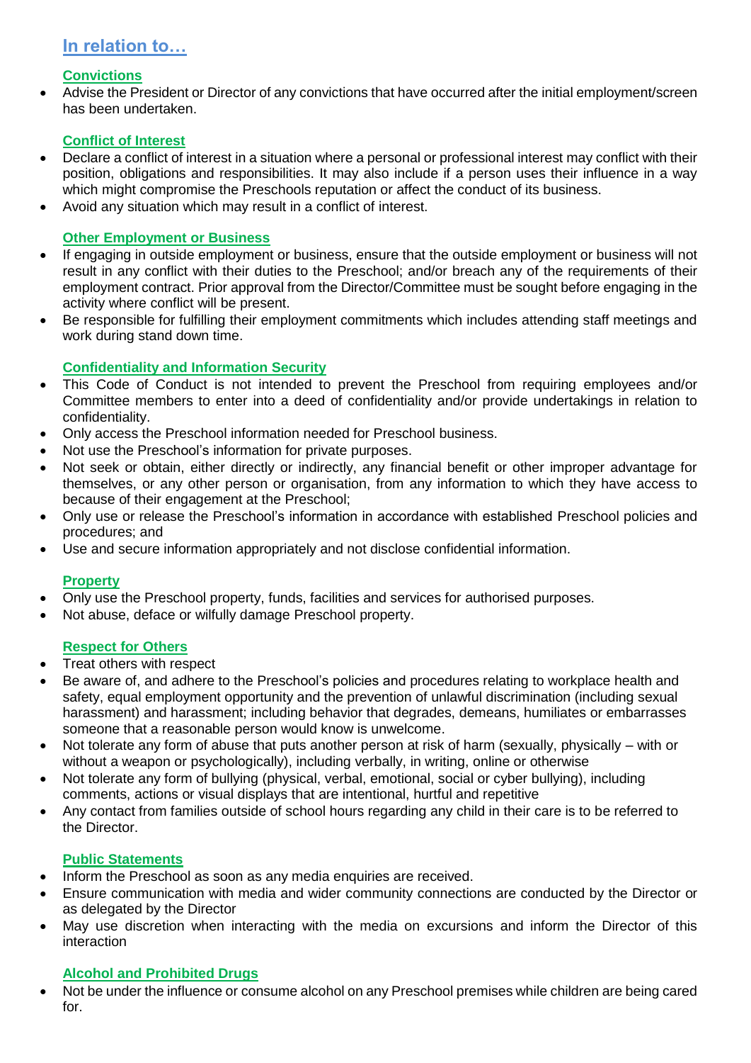## In relation to…

### Convictions

- Advise the President or Director of any convictions that have occurred after the initial employment/screen has been undertaken.

### Conflict of Interest

- Declare a conflict of interest in a situation where a personal or professional interest may conflict with their position, obligations and responsibilities. It may also include if a person uses their influence in a way which might compromise the Preschools reputation or affect the conduct of its business.
- Avoid any situation which may result in a conflict of interest.

### Other Employment or Business

- If engaging in outside employment or business, ensure that the outside employment or business will not result in any conflict with their duties to the Preschool; and/or breach any of the requirements of their employment contract. Prior approval from the Director/Committee must be sought before engaging in the activity where conflict will be present.
- Be responsible for fulfilling their employment commitments which includes attending staff meetings and work during stand down time.

### Confidentiality and Information Security

- This Code of Conduct is not intended to prevent the Preschool from requiring employees and/or Committee members to enter into a deed of confidentiality and/or provide undertakings in relation to confidentiality.
- Only access the Preschool information needed for Preschool business.
- Not use the Preschool's information for private purposes.
- Not seek or obtain, either directly or indirectly, any financial benefit or other improper advantage for themselves, or any other person or organisation, from any information to which they have access to because of their engagement at the Preschool;
- Only use or release the Preschool's information in accordance with established Preschool policies and procedures; and
- Use and secure information appropriately and not disclose confidential information.

### Property

- Only use the Preschool property, funds, facilities and services for authorised purposes.
- Not abuse, deface or wilfully damage Preschool property.

### Respect for Others

- Treat others with respect
- Be aware of, and adhere to the Preschool's policies and procedures relating to workplace health and safety, equal employment opportunity and the prevention of unlawful discrimination (including sexual harassment) and harassment; including behavior that degrades, demeans, humiliates or embarrasses someone that a reasonable person would know is unwelcome.
- Not tolerate any form of abuse that puts another person at risk of harm (sexually, physically – with or without a weapon or psychologically), including verbally, in writing, online or otherwise
- Not tolerate any form of bullying (physical, verbal, emotional, social or cyber bullying), including comments, actions or visual displays that are intentional, hurtful and repetitive
- Any contact from families outside of school hours regarding any child in their care is to be referred to the Director.

### Public Statements

- Inform the Preschool as soon as any media enquiries are received.
- Ensure communication with media and wider community connections are conducted by the Director or as delegated by the Director
- May use discretion when interacting with the media on excursions and inform the Director of this interaction

### Alcohol and Prohibited Drugs

- Not be under the influence or consume alcohol on any Preschool premises while children are being cared for.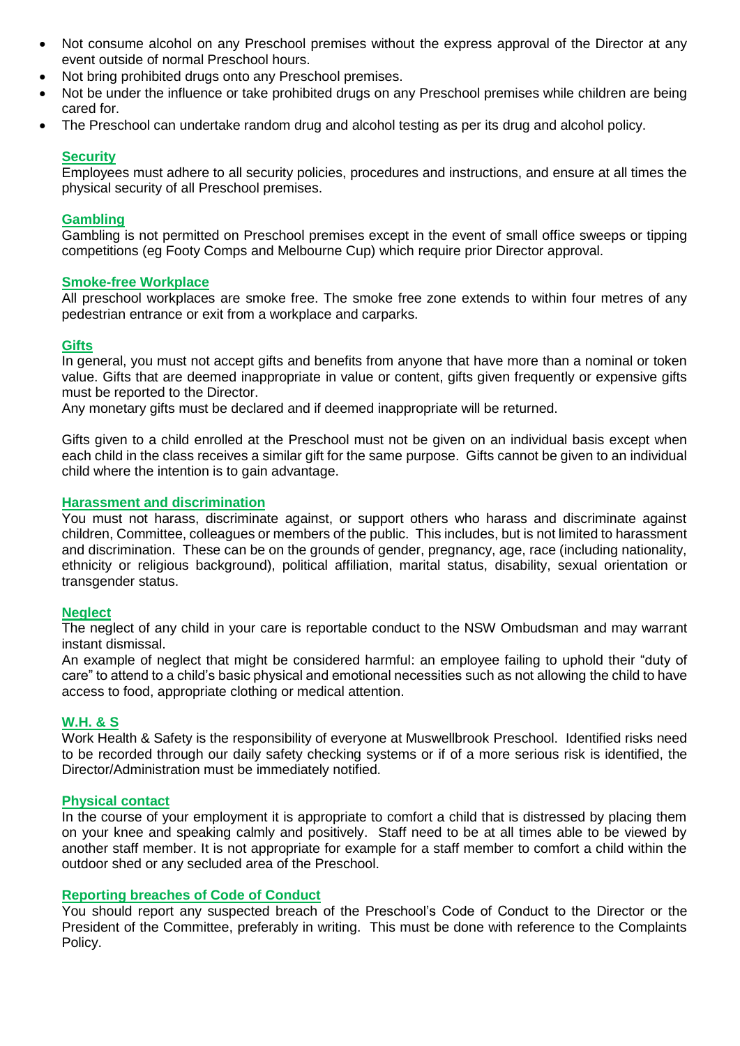- Not consume alcohol on any Preschool premises without the express approval of the Director at any event outside of normal Preschool hours.
- Not bring prohibited drugs onto any Preschool premises.
- Not be under the influence or take prohibited drugs on any Preschool premises while children are being cared for.
- The Preschool can undertake random drug and alcohol testing as per its drug and alcohol policy.

### Security

Employees must adhere to all security policies, procedures and instructions, and ensure at all times the physical security of all Preschool premises.

### Gambling

Gambling is not permitted on Preschool premises except in the event of small office sweeps or tipping competitions (eg Footy Comps and Melbourne Cup) which require prior Director approval.

### Smoke-free Workplace

All preschool workplaces are smoke free. The smoke free zone extends to within four metres of any pedestrian entrance or exit from a workplace and carparks.

### Gifts

In general, you must not accept gifts and benefits from anyone that have more than a nominal or token value. Gifts that are deemed inappropriate in value or content, gifts given frequently or expensive gifts must be reported to the Director.
Any monetary gifts must be declared and if deemed inappropriate will be returned.

Gifts given to a child enrolled at the Preschool must not be given on an individual basis except when each child in the class receives a similar gift for the same purpose. Gifts cannot be given to an individual child where the intention is to gain advantage.

### Harassment and discrimination

You must not harass, discriminate against, or support others who harass and discriminate against children, Committee, colleagues or members of the public. This includes, but is not limited to harassment and discrimination. These can be on the grounds of gender, pregnancy, age, race (including nationality, ethnicity or religious background), political affiliation, marital status, disability, sexual orientation or transgender status.

### Neglect

The neglect of any child in your care is reportable conduct to the NSW Ombudsman and may warrant instant dismissal.
An example of neglect that might be considered harmful: an employee failing to uphold their "duty of care" to attend to a child's basic physical and emotional necessities such as not allowing the child to have access to food, appropriate clothing or medical attention.

### W.H. & S

Work Health & Safety is the responsibility of everyone at Muswellbrook Preschool. Identified risks need to be recorded through our daily safety checking systems or if of a more serious risk is identified, the Director/Administration must be immediately notified.

### Physical contact

In the course of your employment it is appropriate to comfort a child that is distressed by placing them on your knee and speaking calmly and positively. Staff need to be at all times able to be viewed by another staff member. It is not appropriate for example for a staff member to comfort a child within the outdoor shed or any secluded area of the Preschool.

### Reporting breaches of Code of Conduct

You should report any suspected breach of the Preschool's Code of Conduct to the Director or the President of the Committee, preferably in writing. This must be done with reference to the Complaints Policy.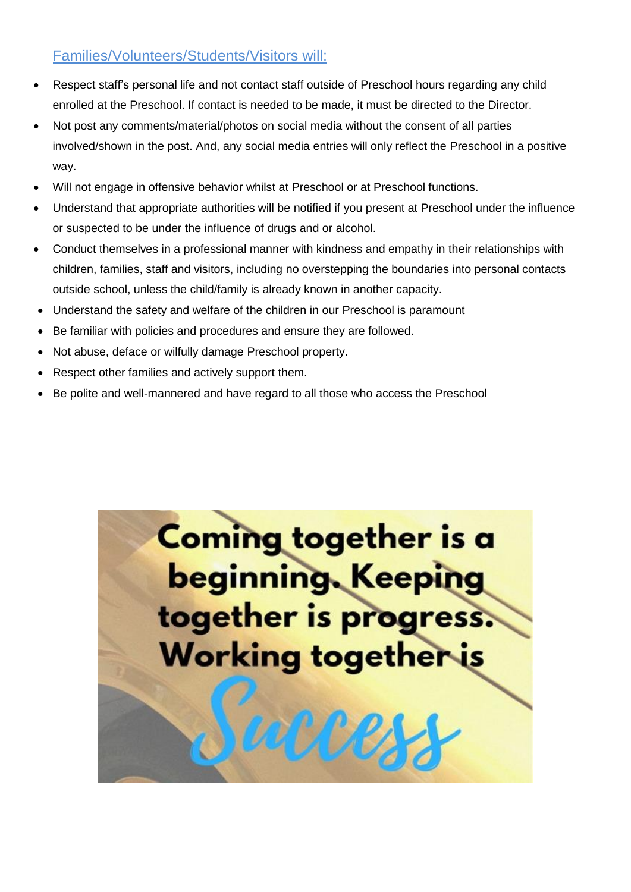## Families/Volunteers/Students/Visitors will:

- Respect staff's personal life and not contact staff outside of Preschool hours regarding any child enrolled at the Preschool. If contact is needed to be made, it must be directed to the Director.
- Not post any comments/material/photos on social media without the consent of all parties involved/shown in the post. And, any social media entries will only reflect the Preschool in a positive way.
- Will not engage in offensive behavior whilst at Preschool or at Preschool functions.
- Understand that appropriate authorities will be notified if you present at Preschool under the influence or suspected to be under the influence of drugs and or alcohol.
- Conduct themselves in a professional manner with kindness and empathy in their relationships with children, families, staff and visitors, including no overstepping the boundaries into personal contacts outside school, unless the child/family is already known in another capacity.
- Understand the safety and welfare of the children in our Preschool is paramount
- Be familiar with policies and procedures and ensure they are followed.
- Not abuse, deface or wilfully damage Preschool property.
- Respect other families and actively support them.
- Be polite and well-mannered and have regard to all those who access the Preschool

Coming together is a beginning. Keeping together is progress. Working together is Success